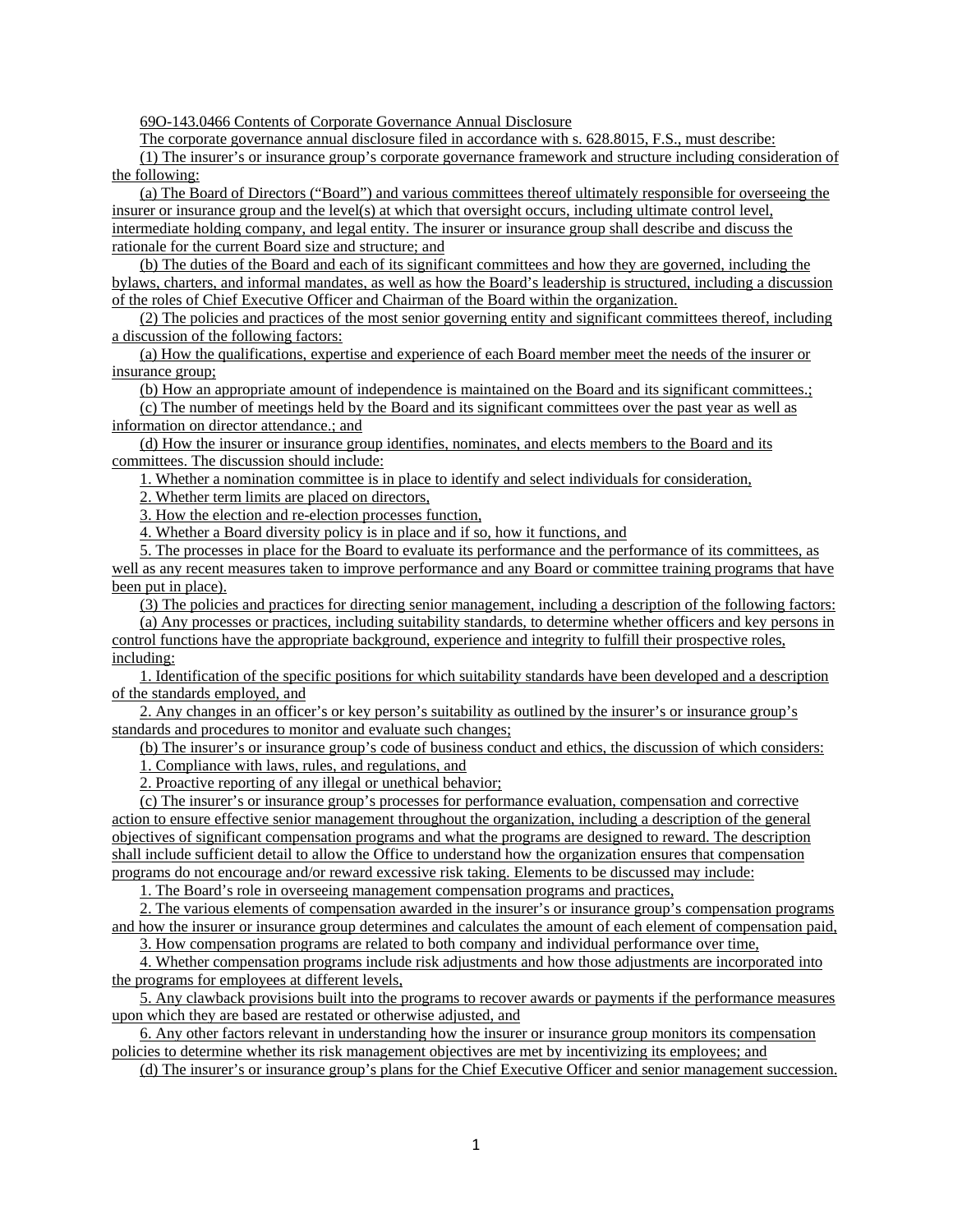69O-143.0466 Contents of Corporate Governance Annual Disclosure

The corporate governance annual disclosure filed in accordance with s. 628.8015, F.S., must describe:

(1) The insurer's or insurance group's corporate governance framework and structure including consideration of the following:

(a) The Board of Directors ("Board") and various committees thereof ultimately responsible for overseeing the insurer or insurance group and the level(s) at which that oversight occurs, including ultimate control level, intermediate holding company, and legal entity. The insurer or insurance group shall describe and discuss the rationale for the current Board size and structure; and

(b) The duties of the Board and each of its significant committees and how they are governed, including the bylaws, charters, and informal mandates, as well as how the Board's leadership is structured, including a discussion of the roles of Chief Executive Officer and Chairman of the Board within the organization.

(2) The policies and practices of the most senior governing entity and significant committees thereof, including a discussion of the following factors:

(a) How the qualifications, expertise and experience of each Board member meet the needs of the insurer or insurance group;

(b) How an appropriate amount of independence is maintained on the Board and its significant committees.;

(c) The number of meetings held by the Board and its significant committees over the past year as well as information on director attendance.; and

(d) How the insurer or insurance group identifies, nominates, and elects members to the Board and its committees. The discussion should include:

1. Whether a nomination committee is in place to identify and select individuals for consideration,

2. Whether term limits are placed on directors,

3. How the election and re-election processes function,

4. Whether a Board diversity policy is in place and if so, how it functions, and

5. The processes in place for the Board to evaluate its performance and the performance of its committees, as well as any recent measures taken to improve performance and any Board or committee training programs that have been put in place).

(3) The policies and practices for directing senior management, including a description of the following factors:

(a) Any processes or practices, including suitability standards, to determine whether officers and key persons in control functions have the appropriate background, experience and integrity to fulfill their prospective roles, including:

1. Identification of the specific positions for which suitability standards have been developed and a description of the standards employed, and

2. Any changes in an officer's or key person's suitability as outlined by the insurer's or insurance group's standards and procedures to monitor and evaluate such changes;

(b) The insurer's or insurance group's code of business conduct and ethics, the discussion of which considers:

1. Compliance with laws, rules, and regulations, and

2. Proactive reporting of any illegal or unethical behavior;

(c) The insurer's or insurance group's processes for performance evaluation, compensation and corrective action to ensure effective senior management throughout the organization, including a description of the general objectives of significant compensation programs and what the programs are designed to reward. The description shall include sufficient detail to allow the Office to understand how the organization ensures that compensation programs do not encourage and/or reward excessive risk taking. Elements to be discussed may include:

1. The Board's role in overseeing management compensation programs and practices,

2. The various elements of compensation awarded in the insurer's or insurance group's compensation programs and how the insurer or insurance group determines and calculates the amount of each element of compensation paid,

3. How compensation programs are related to both company and individual performance over time,

4. Whether compensation programs include risk adjustments and how those adjustments are incorporated into the programs for employees at different levels,

5. Any clawback provisions built into the programs to recover awards or payments if the performance measures upon which they are based are restated or otherwise adjusted, and

6. Any other factors relevant in understanding how the insurer or insurance group monitors its compensation policies to determine whether its risk management objectives are met by incentivizing its employees; and

(d) The insurer's or insurance group's plans for the Chief Executive Officer and senior management succession.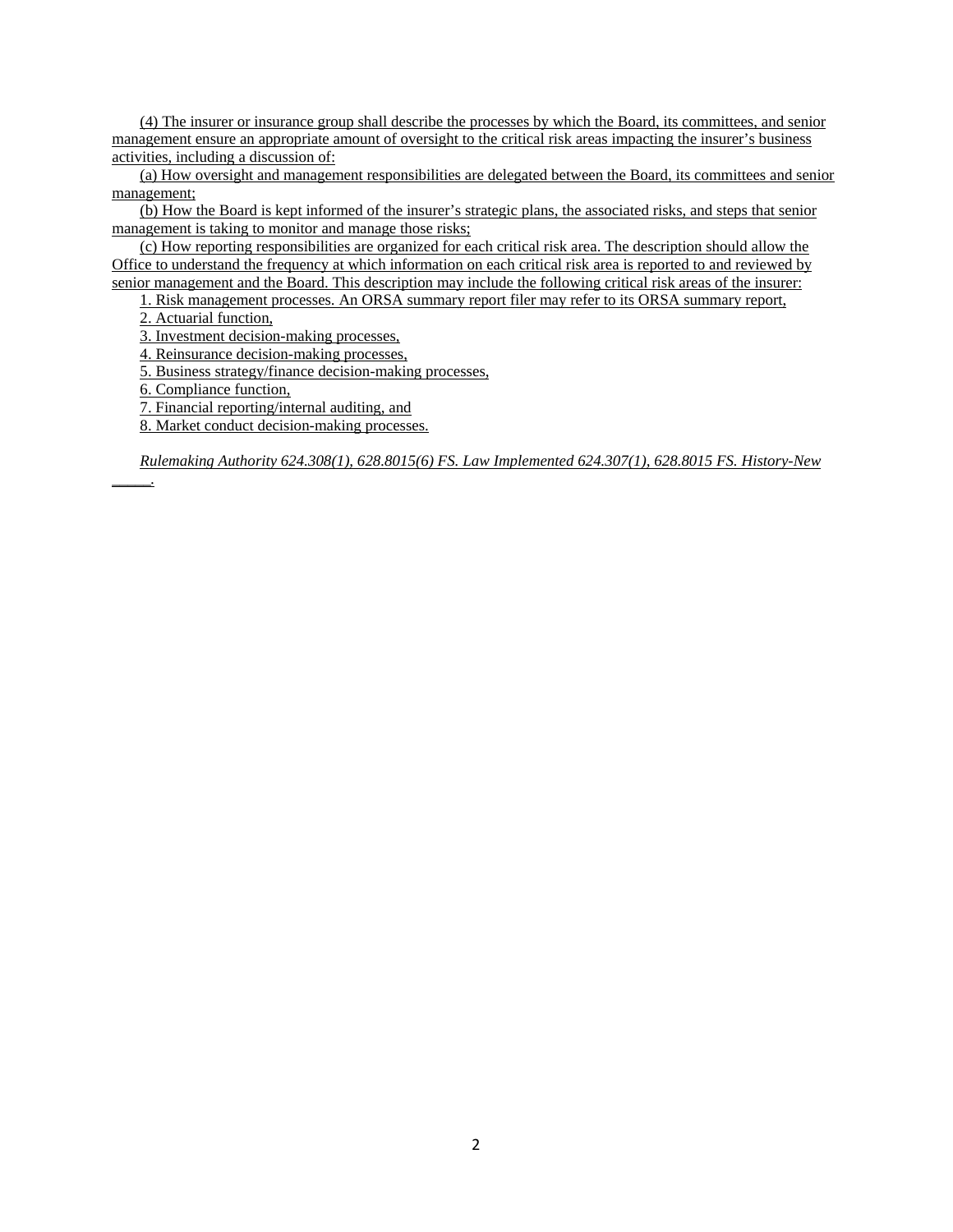(4) The insurer or insurance group shall describe the processes by which the Board, its committees, and senior management ensure an appropriate amount of oversight to the critical risk areas impacting the insurer's business activities, including a discussion of:

(a) How oversight and management responsibilities are delegated between the Board, its committees and senior management;

(b) How the Board is kept informed of the insurer's strategic plans, the associated risks, and steps that senior management is taking to monitor and manage those risks;

(c) How reporting responsibilities are organized for each critical risk area. The description should allow the Office to understand the frequency at which information on each critical risk area is reported to and reviewed by senior management and the Board. This description may include the following critical risk areas of the insurer:

1. Risk management processes. An ORSA summary report filer may refer to its ORSA summary report,

2. Actuarial function,

3. Investment decision-making processes,

4. Reinsurance decision-making processes,

5. Business strategy/finance decision-making processes,

6. Compliance function,

7. Financial reporting/internal auditing, and

8. Market conduct decision-making processes.

*Rulemaking Authority 624.308(1), 628.8015(6) FS. Law Implemented 624.307(1), 628.8015 FS. History-New _____.*